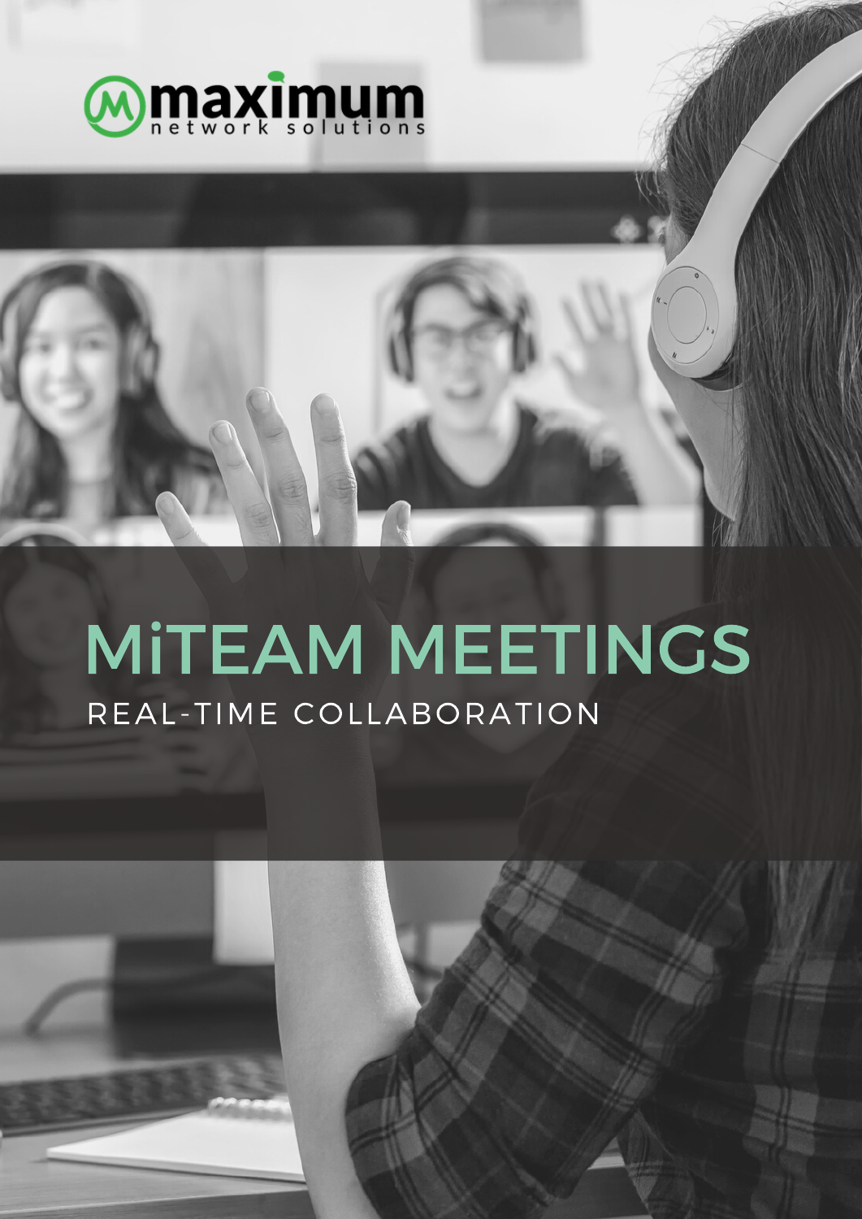maximum
network solutions

# MiTEAM MEETINGS

REAL-TIME COLLABORATION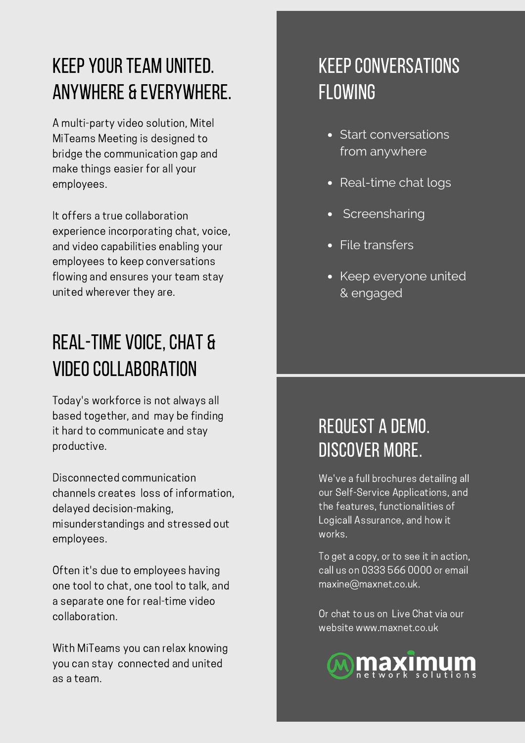## KEEP YOUR TEAM UNITED. ANYWHERE & EVERYWHERE.

A multi-party video solution, Mitel MiTeams Meeting is designed to bridge the communication gap and make things easier for all your employees.

It offers a true collaboration experience incorporating chat, voice, and video capabilities enabling your employees to keep conversations flowing and ensures your team stay united wherever they are.

## REAL-TIME VOICE, CHAT & VIDEO COLLABORATION

Today's workforce is not always all based together, and may be finding it hard to communicate and stay productive.

Disconnected communication channels creates loss of information, delayed decision-making, misunderstandings and stressed out employees.

Often it's due to employees having one tool to chat, one tool to talk, and a separate one for real-time video collaboration.

With MiTeams you can relax knowing you can stay connected and united as a team.

## KEEP CONVERSATIONS FLOWING

- Start conversations from anywhere
- Real-time chat logs
- Screensharing
- File transfers
- Keep everyone united & engaged

## REQUEST A DEMO. DISCOVER MORE.

We've a full brochures detailing all our Self-Service Applications, and the features, functionalities of Logicall Assurance, and how it works.

To get a copy, or to see it in action, call us on 0333 566 0000 or email maxine@maxnet.co.uk.

Or chat to us on Live Chat via our website www.maxnet.co.uk

maximum network solutions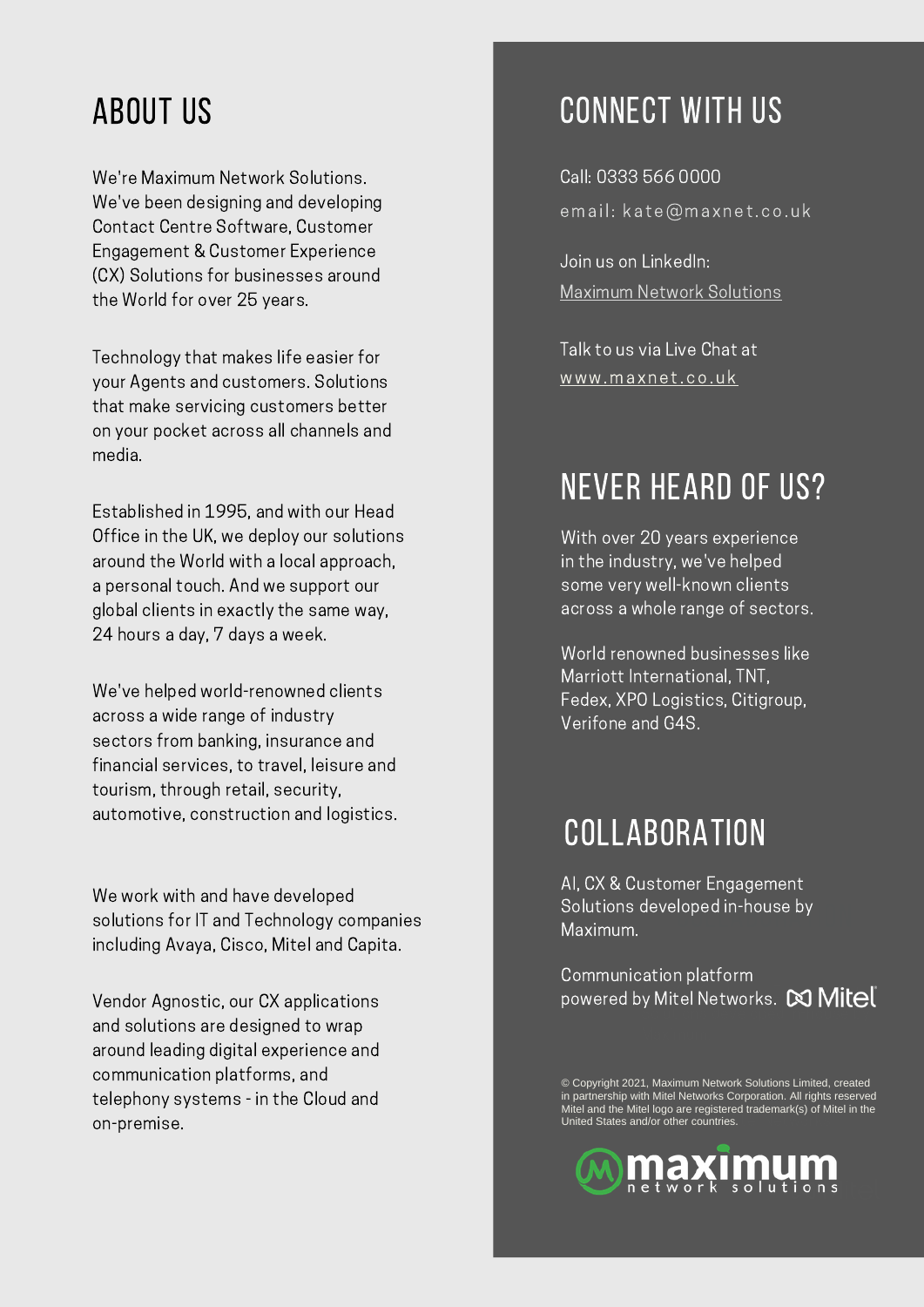## ABOUT US

We're Maximum Network Solutions. We've been designing and developing Contact Centre Software, Customer Engagement & Customer Experience (CX) Solutions for businesses around the World for over 25 years.

Technology that makes life easier for your Agents and customers. Solutions that make servicing customers better on your pocket across all channels and media.

Established in 1995, and with our Head Office in the UK, we deploy our solutions around the World with a local approach, a personal touch. And we support our global clients in exactly the same way, 24 hours a day, 7 days a week.

We've helped world-renowned clients across a wide range of industry sectors from banking, insurance and financial services, to travel, leisure and tourism, through retail, security, automotive, construction and logistics.

We work with and have developed solutions for IT and Technology companies including Avaya, Cisco, Mitel and Capita.

Vendor Agnostic, our CX applications and solutions are designed to wrap around leading digital experience and communication platforms, and telephony systems - in the Cloud and on-premise.

## CONNECT WITH US

Call: 0333 566 0000

email: kate@maxnet.co.uk

Join us on LinkedIn:
Maximum Network Solutions

Talk to us via Live Chat at
www.maxnet.co.uk

## NEVER HEARD OF US?

With over 20 years experience in the industry, we've helped some very well-known clients across a whole range of sectors.

World renowned businesses like Marriott International, TNT, Fedex, XPO Logistics, Citigroup, Verifone and G4S.

## COLLABORATION

AI, CX & Customer Engagement Solutions developed in-house by Maximum.

Communication platform powered by Mitel Networks. Mitel

© Copyright 2021, Maximum Network Solutions Limited, created in partnership with Mitel Networks Corporation. All rights reserved Mitel and the Mitel logo are registered trademark(s) of Mitel in the United States and/or other countries.

maximum network solutions